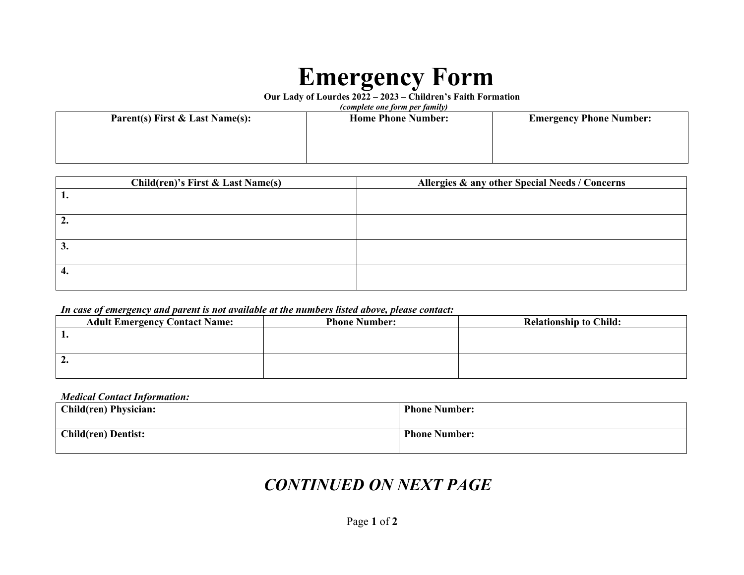# Emergency Form

**Our Lady of Lourdes 2022 – 2023 – Children's Faith Formation**

*(complete one form per family)*

| Parent(s) First & Last Name(s): | Home Phone Number: | Emergency Phone Number: |
|---|---|---|
| | | |

| Child(ren)'s First & Last Name(s) | Allergies & any other Special Needs / Concerns |
|---|---|
| 1. | |
| 2. | |
| 3. | |
| 4. | |

***In case of emergency and parent is not available at the numbers listed above, please contact:***

| Adult Emergency Contact Name: | Phone Number: | Relationship to Child: |
|---|---|---|
| 1. | | |
| 2. | | |

***Medical Contact Information:***

| | |
|---|---|
| **Child(ren) Physician:** | **Phone Number:** |
| **Child(ren) Dentist:** | **Phone Number:** |

## *CONTINUED ON NEXT PAGE*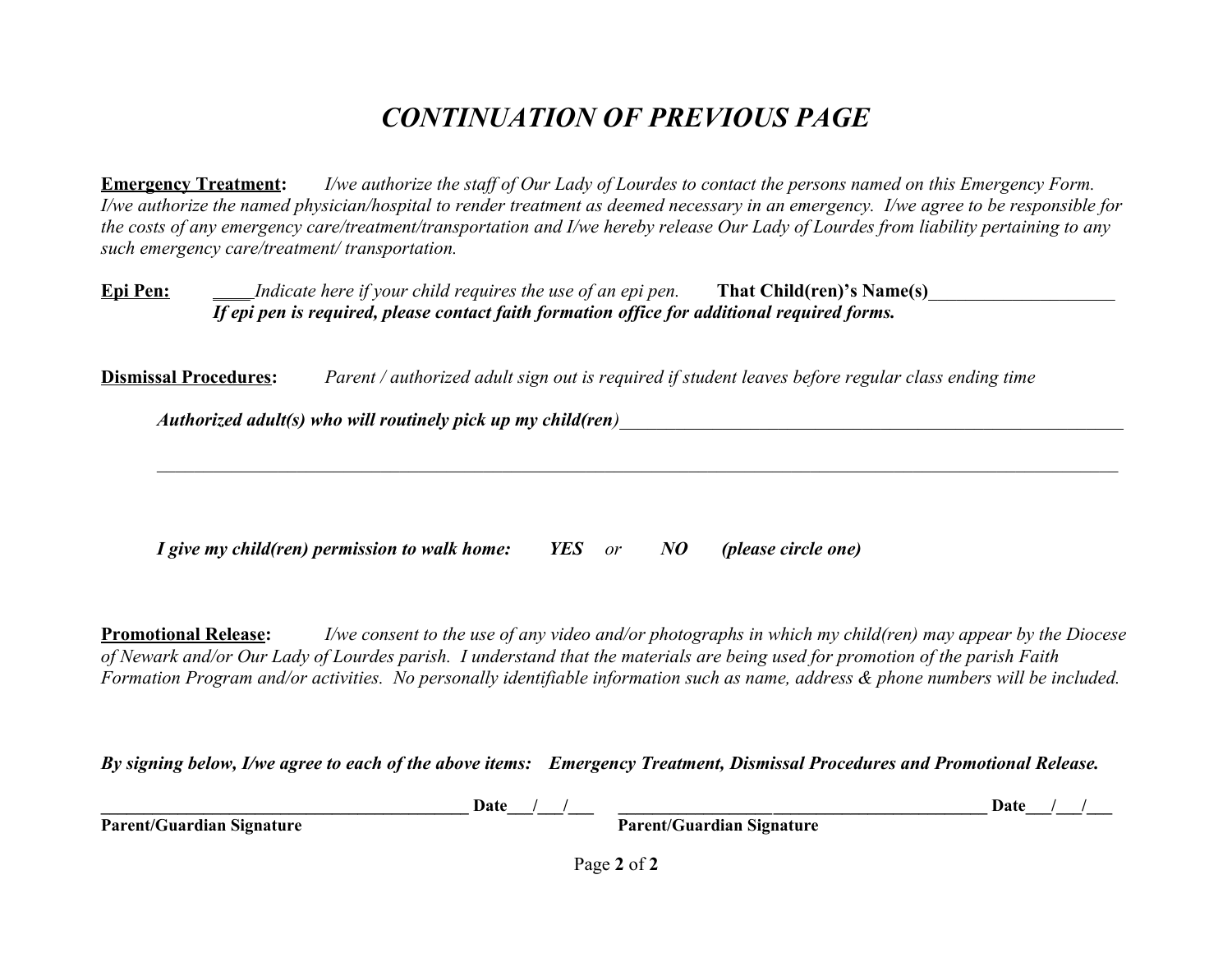# *CONTINUATION OF PREVIOUS PAGE*

**Emphasis note:**

**<u>Emergency Treatment</u>:** *I/we authorize the staff of Our Lady of Lourdes to contact the persons named on this Emergency Form. I/we authorize the named physician/hospital to render treatment as deemed necessary in an emergency. I/we agree to be responsible for the costs of any emergency care/treatment/transportation and I/we hereby release Our Lady of Lourdes from liability pertaining to any such emergency care/treatment/ transportation.*

**<u>Epi Pen:</u>** ____*Indicate here if your child requires the use of an epi pen.* **That Child(ren)'s Name(s)**____________________
***If epi pen is required, please contact faith formation office for additional required forms.***

**<u>Dismissal Procedures</u>:** *Parent / authorized adult sign out is required if student leaves before regular class ending time*

***Authorized adult(s) who will routinely pick up my child(ren)***____________________________________________________________

______________________________________________________________________________________________________

***I give my child(ren) permission to walk home: YES*** *or* ***NO (please circle one)***

**<u>Promotional Release</u>:** *I/we consent to the use of any video and/or photographs in which my child(ren) may appear by the Diocese of Newark and/or Our Lady of Lourdes parish. I understand that the materials are being used for promotion of the parish Faith Formation Program and/or activities. No personally identifiable information such as name, address & phone numbers will be included.*

***By signing below, I/we agree to each of the above items: Emergency Treatment, Dismissal Procedures and Promotional Release.***

__________________________________________ **Date___/___/___** __________________________________________ **Date___/___/___**
**Parent/Guardian Signature** **Parent/Guardian Signature**

# *CONTINUATION OF PREVIOUS PAGE*

**<u>Emergency Treatment</u>:** *I/we authorize the staff of Our Lady of Lourdes to contact the persons named on this Emergency Form. I/we authorize the named physician/hospital to render treatment as deemed necessary in an emergency. I/we agree to be responsible for the costs of any emergency care/treatment/transportation and I/we hereby release Our Lady of Lourdes from liability pertaining to any such emergency care/treatment/ transportation.*

**<u>Epi Pen:</u>** ____*Indicate here if your child requires the use of an epi pen.* **That Child(ren)'s Name(s)**____________________
***If epi pen is required, please contact faith formation office for additional required forms.***

**<u>Dismissal Procedures</u>:** *Parent / authorized adult sign out is required if student leaves before regular class ending time*

***Authorized adult(s) who will routinely pick up my child(ren)***____________________________________________________________

______________________________________________________________________________________________________

***I give my child(ren) permission to walk home: YES*** *or* ***NO (please circle one)***

**<u>Promotional Release</u>:** *I/we consent to the use of any video and/or photographs in which my child(ren) may appear by the Diocese of Newark and/or Our Lady of Lourdes parish. I understand that the materials are being used for promotion of the parish Faith Formation Program and/or activities. No personally identifiable information such as name, address & phone numbers will be included.*

***By signing below, I/we agree to each of the above items: Emergency Treatment, Dismissal Procedures and Promotional Release.***

__________________________________________ **Date___/___/___** __________________________________________ **Date___/___/___**
**Parent/Guardian Signature** **Parent/Guardian Signature**